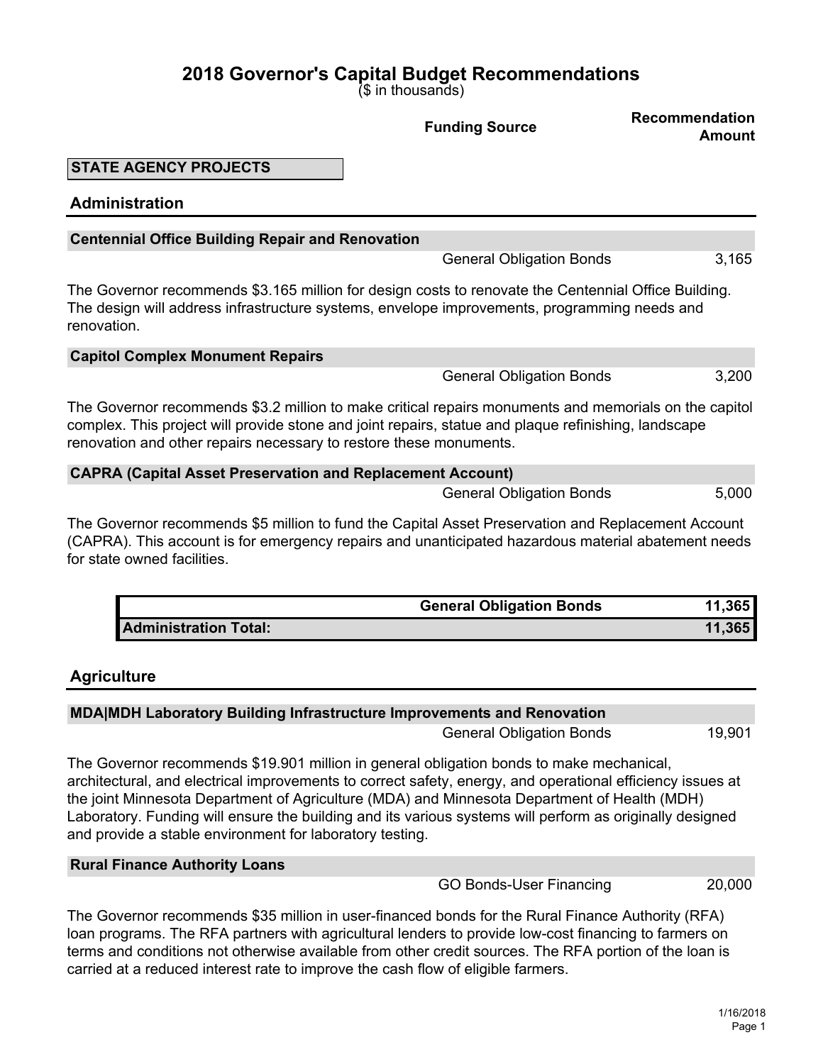# 2018 Governor's Capital Budget Recommendations

($ in thousands)

| | Funding Source | Recommendation Amount |
|---|---|---|

**STATE AGENCY PROJECTS**

## Administration

### Centennial Office Building Repair and Renovation

| | Funding Source | Recommendation Amount |
|---|---|---|
| | General Obligation Bonds | 3,165 |

The Governor recommends $3.165 million for design costs to renovate the Centennial Office Building. The design will address infrastructure systems, envelope improvements, programming needs and renovation.

### Capitol Complex Monument Repairs

| | Funding Source | Recommendation Amount |
|---|---|---|
| | General Obligation Bonds | 3,200 |

The Governor recommends $3.2 million to make critical repairs monuments and memorials on the capitol complex. This project will provide stone and joint repairs, statue and plaque refinishing, landscape renovation and other repairs necessary to restore these monuments.

### CAPRA (Capital Asset Preservation and Replacement Account)

| | Funding Source | Recommendation Amount |
|---|---|---|
| | General Obligation Bonds | 5,000 |

The Governor recommends $5 million to fund the Capital Asset Preservation and Replacement Account (CAPRA). This account is for emergency repairs and unanticipated hazardous material abatement needs for state owned facilities.

| | Funding Source | Amount |
|---|---|---|
| | **General Obligation Bonds** | **11,365** |
| **Administration Total:** | | **11,365** |

## Agriculture

### MDA|MDH Laboratory Building Infrastructure Improvements and Renovation

| | Funding Source | Recommendation Amount |
|---|---|---|
| | General Obligation Bonds | 19,901 |

The Governor recommends $19.901 million in general obligation bonds to make mechanical, architectural, and electrical improvements to correct safety, energy, and operational efficiency issues at the joint Minnesota Department of Agriculture (MDA) and Minnesota Department of Health (MDH) Laboratory. Funding will ensure the building and its various systems will perform as originally designed and provide a stable environment for laboratory testing.

### Rural Finance Authority Loans

| | Funding Source | Recommendation Amount |
|---|---|---|
| | GO Bonds-User Financing | 20,000 |

The Governor recommends $35 million in user-financed bonds for the Rural Finance Authority (RFA) loan programs. The RFA partners with agricultural lenders to provide low-cost financing to farmers on terms and conditions not otherwise available from other credit sources. The RFA portion of the loan is carried at a reduced interest rate to improve the cash flow of eligible farmers.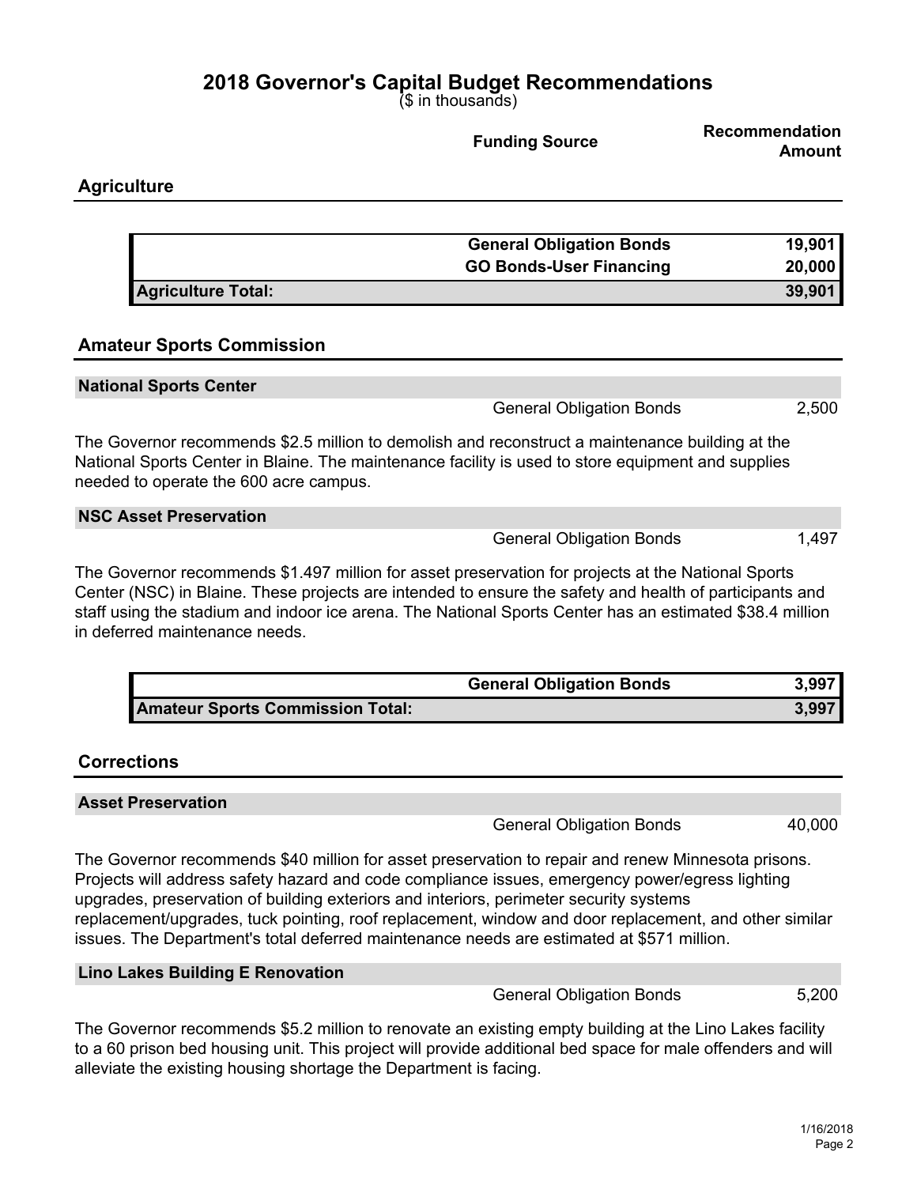# 2018 Governor's Capital Budget Recommendations

($ in thousands)

| | Funding Source | Recommendation Amount |
|---|---|---|

## Agriculture

| | Funding Source | Amount |
|---|---|---|
| | **General Obligation Bonds** | **19,901** |
| | **GO Bonds-User Financing** | **20,000** |
| **Agriculture Total:** | | **39,901** |

## Amateur Sports Commission

### National Sports Center

| | Funding Source | Amount |
|---|---|---|
| | General Obligation Bonds | 2,500 |

The Governor recommends $2.5 million to demolish and reconstruct a maintenance building at the National Sports Center in Blaine. The maintenance facility is used to store equipment and supplies needed to operate the 600 acre campus.

### NSC Asset Preservation

| | Funding Source | Amount |
|---|---|---|
| | General Obligation Bonds | 1,497 |

The Governor recommends $1.497 million for asset preservation for projects at the National Sports Center (NSC) in Blaine. These projects are intended to ensure the safety and health of participants and staff using the stadium and indoor ice arena. The National Sports Center has an estimated $38.4 million in deferred maintenance needs.

| | Funding Source | Amount |
|---|---|---|
| | **General Obligation Bonds** | **3,997** |
| **Amateur Sports Commission Total:** | | **3,997** |

## Corrections

### Asset Preservation

| | Funding Source | Amount |
|---|---|---|
| | General Obligation Bonds | 40,000 |

The Governor recommends $40 million for asset preservation to repair and renew Minnesota prisons. Projects will address safety hazard and code compliance issues, emergency power/egress lighting upgrades, preservation of building exteriors and interiors, perimeter security systems replacement/upgrades, tuck pointing, roof replacement, window and door replacement, and other similar issues. The Department's total deferred maintenance needs are estimated at $571 million.

### Lino Lakes Building E Renovation

| | Funding Source | Amount |
|---|---|---|
| | General Obligation Bonds | 5,200 |

The Governor recommends $5.2 million to renovate an existing empty building at the Lino Lakes facility to a 60 prison bed housing unit. This project will provide additional bed space for male offenders and will alleviate the existing housing shortage the Department is facing.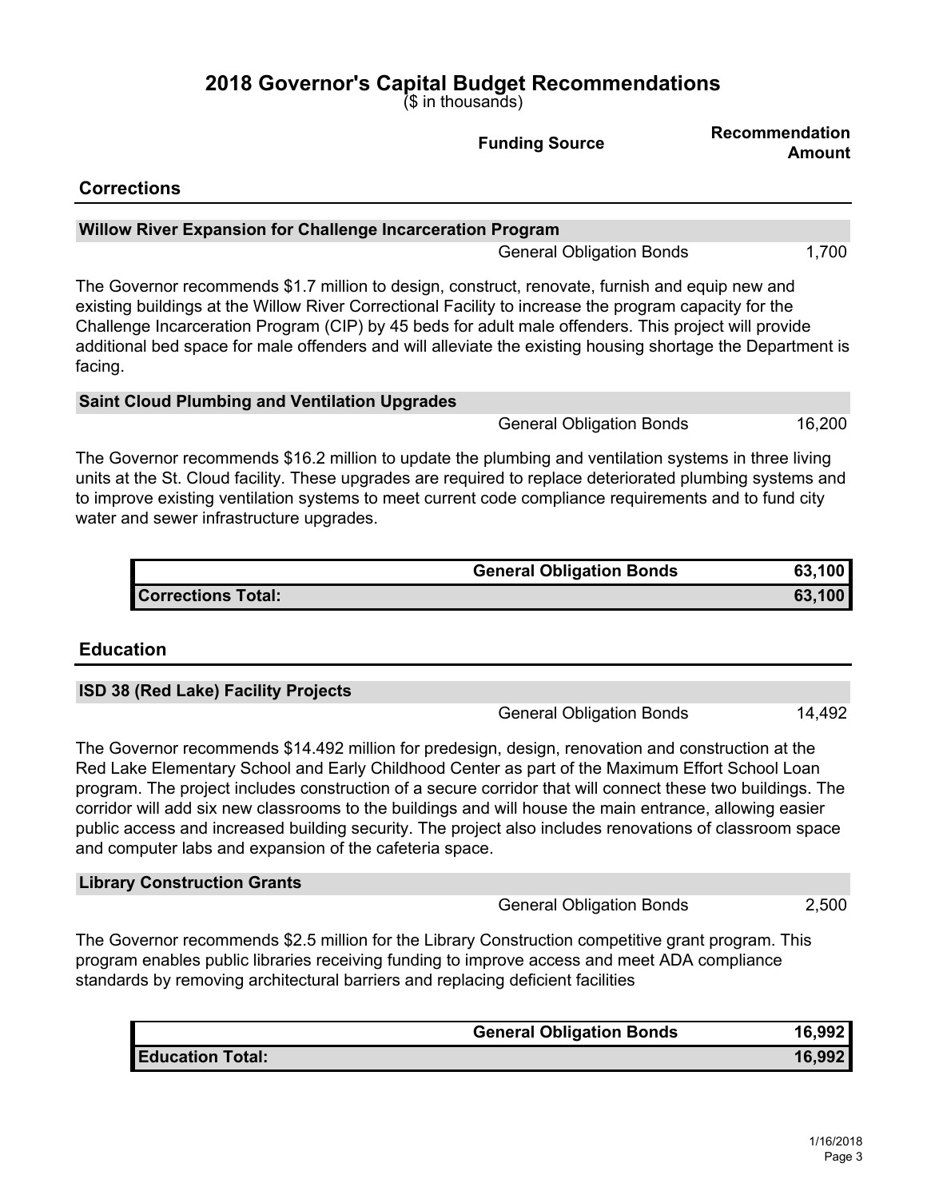# 2018 Governor's Capital Budget Recommendations

($ in thousands)

| | Funding Source | Recommendation Amount |
|---|---|---|

## Corrections

### Willow River Expansion for Challenge Incarceration Program

| | Funding Source | Recommendation Amount |
|---|---|---|
| | General Obligation Bonds | 1,700 |

The Governor recommends $1.7 million to design, construct, renovate, furnish and equip new and existing buildings at the Willow River Correctional Facility to increase the program capacity for the Challenge Incarceration Program (CIP) by 45 beds for adult male offenders. This project will provide additional bed space for male offenders and will alleviate the existing housing shortage the Department is facing.

### Saint Cloud Plumbing and Ventilation Upgrades

| | Funding Source | Recommendation Amount |
|---|---|---|
| | General Obligation Bonds | 16,200 |

The Governor recommends $16.2 million to update the plumbing and ventilation systems in three living units at the St. Cloud facility. These upgrades are required to replace deteriorated plumbing systems and to improve existing ventilation systems to meet current code compliance requirements and to fund city water and sewer infrastructure upgrades.

| | Funding Source | Amount |
|---|---|---|
| | **General Obligation Bonds** | **63,100** |
| **Corrections Total:** | | **63,100** |

## Education

### ISD 38 (Red Lake) Facility Projects

| | Funding Source | Recommendation Amount |
|---|---|---|
| | General Obligation Bonds | 14,492 |

The Governor recommends $14.492 million for predesign, design, renovation and construction at the Red Lake Elementary School and Early Childhood Center as part of the Maximum Effort School Loan program. The project includes construction of a secure corridor that will connect these two buildings. The corridor will add six new classrooms to the buildings and will house the main entrance, allowing easier public access and increased building security. The project also includes renovations of classroom space and computer labs and expansion of the cafeteria space.

### Library Construction Grants

| | Funding Source | Recommendation Amount |
|---|---|---|
| | General Obligation Bonds | 2,500 |

The Governor recommends $2.5 million for the Library Construction competitive grant program. This program enables public libraries receiving funding to improve access and meet ADA compliance standards by removing architectural barriers and replacing deficient facilities

| | Funding Source | Amount |
|---|---|---|
| | **General Obligation Bonds** | **16,992** |
| **Education Total:** | | **16,992** |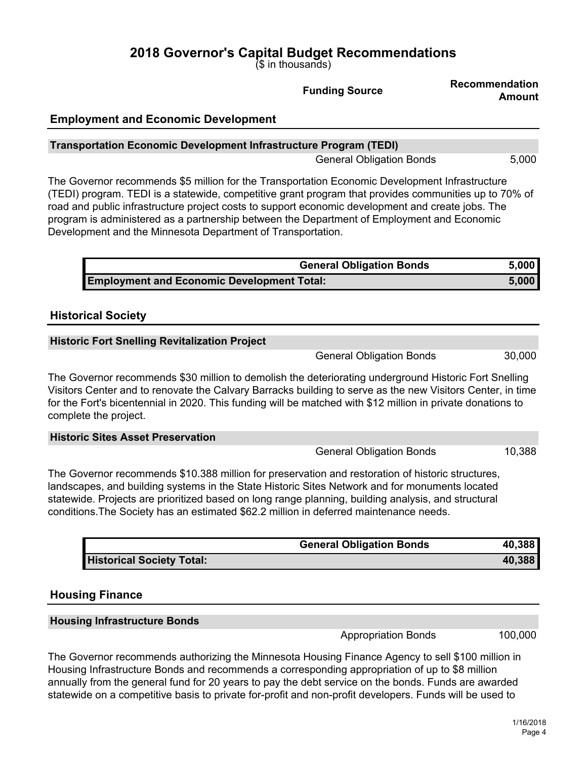# 2018 Governor's Capital Budget Recommendations

($ in thousands)

| | Funding Source | Recommendation Amount |
|---|---|---|

## Employment and Economic Development

### Transportation Economic Development Infrastructure Program (TEDI)

| | Funding Source | Recommendation Amount |
|---|---|---|
| | General Obligation Bonds | 5,000 |

The Governor recommends $5 million for the Transportation Economic Development Infrastructure (TEDI) program. TEDI is a statewide, competitive grant program that provides communities up to 70% of road and public infrastructure project costs to support economic development and create jobs. The program is administered as a partnership between the Department of Employment and Economic Development and the Minnesota Department of Transportation.

| | Funding Source | Amount |
|---|---|---|
| | **General Obligation Bonds** | **5,000** |
| **Employment and Economic Development Total:** | | **5,000** |

## Historical Society

### Historic Fort Snelling Revitalization Project

| | Funding Source | Recommendation Amount |
|---|---|---|
| | General Obligation Bonds | 30,000 |

The Governor recommends $30 million to demolish the deteriorating underground Historic Fort Snelling Visitors Center and to renovate the Calvary Barracks building to serve as the new Visitors Center, in time for the Fort's bicentennial in 2020. This funding will be matched with $12 million in private donations to complete the project.

### Historic Sites Asset Preservation

| | Funding Source | Recommendation Amount |
|---|---|---|
| | General Obligation Bonds | 10,388 |

The Governor recommends $10.388 million for preservation and restoration of historic structures, landscapes, and building systems in the State Historic Sites Network and for monuments located statewide. Projects are prioritized based on long range planning, building analysis, and structural conditions.The Society has an estimated $62.2 million in deferred maintenance needs.

| | Funding Source | Amount |
|---|---|---|
| | **General Obligation Bonds** | **40,388** |
| **Historical Society Total:** | | **40,388** |

## Housing Finance

### Housing Infrastructure Bonds

| | Funding Source | Recommendation Amount |
|---|---|---|
| | Appropriation Bonds | 100,000 |

The Governor recommends authorizing the Minnesota Housing Finance Agency to sell $100 million in Housing Infrastructure Bonds and recommends a corresponding appropriation of up to $8 million annually from the general fund for 20 years to pay the debt service on the bonds. Funds are awarded statewide on a competitive basis to private for-profit and non-profit developers. Funds will be used to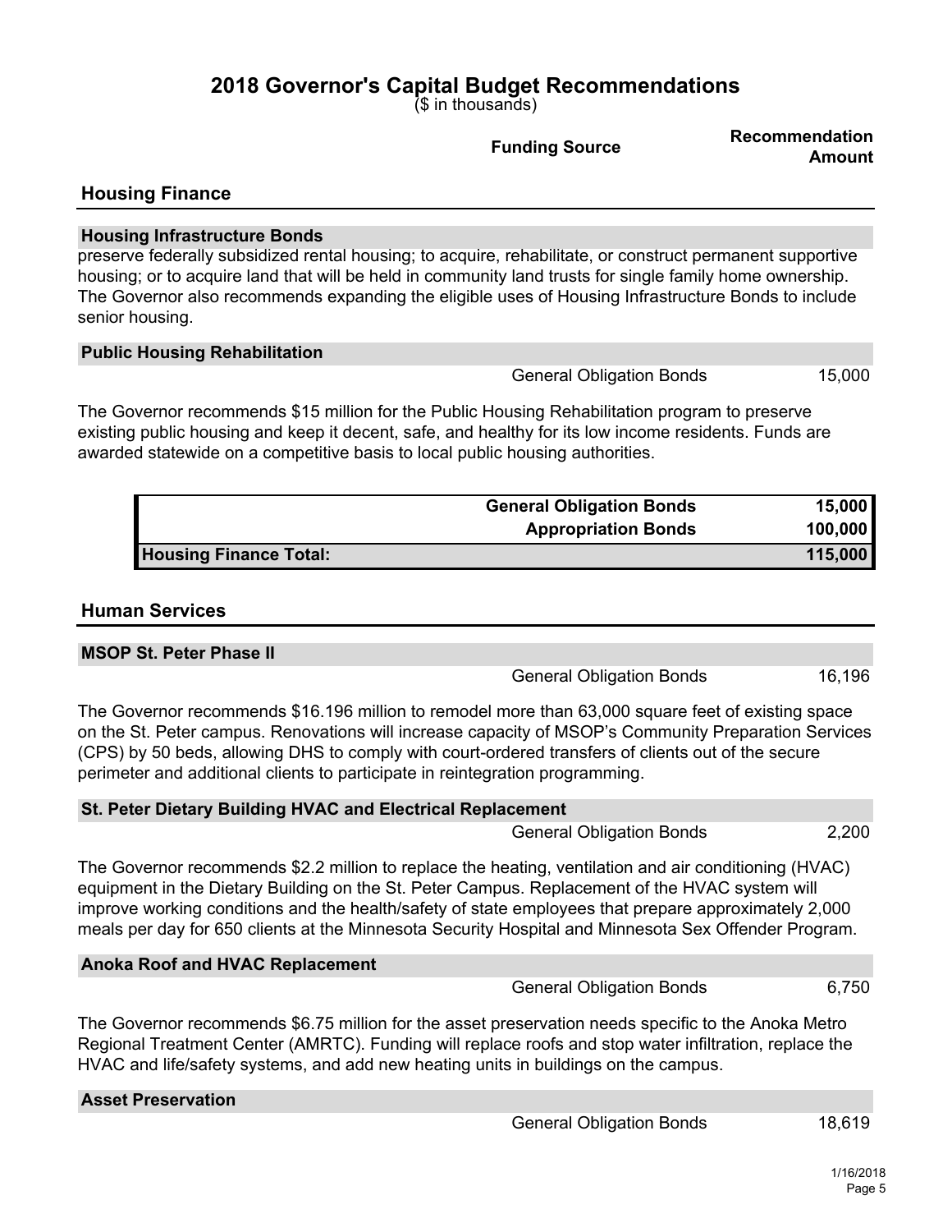# 2018 Governor's Capital Budget Recommendations

($ in thousands)

| | Funding Source | Recommendation Amount |
|---|---|---|

## Housing Finance

### Housing Infrastructure Bonds

preserve federally subsidized rental housing; to acquire, rehabilitate, or construct permanent supportive housing; or to acquire land that will be held in community land trusts for single family home ownership. The Governor also recommends expanding the eligible uses of Housing Infrastructure Bonds to include senior housing.

### Public Housing Rehabilitation

| | Funding Source | Recommendation Amount |
|---|---|---|
| | General Obligation Bonds | 15,000 |

The Governor recommends $15 million for the Public Housing Rehabilitation program to preserve existing public housing and keep it decent, safe, and healthy for its low income residents. Funds are awarded statewide on a competitive basis to local public housing authorities.

| | | |
|---|---|---|
| | **General Obligation Bonds** | **15,000** |
| | **Appropriation Bonds** | **100,000** |
| **Housing Finance Total:** | | **115,000** |

## Human Services

### MSOP St. Peter Phase II

| | Funding Source | Recommendation Amount |
|---|---|---|
| | General Obligation Bonds | 16,196 |

The Governor recommends $16.196 million to remodel more than 63,000 square feet of existing space on the St. Peter campus. Renovations will increase capacity of MSOP's Community Preparation Services (CPS) by 50 beds, allowing DHS to comply with court-ordered transfers of clients out of the secure perimeter and additional clients to participate in reintegration programming.

### St. Peter Dietary Building HVAC and Electrical Replacement

| | Funding Source | Recommendation Amount |
|---|---|---|
| | General Obligation Bonds | 2,200 |

The Governor recommends $2.2 million to replace the heating, ventilation and air conditioning (HVAC) equipment in the Dietary Building on the St. Peter Campus. Replacement of the HVAC system will improve working conditions and the health/safety of state employees that prepare approximately 2,000 meals per day for 650 clients at the Minnesota Security Hospital and Minnesota Sex Offender Program.

### Anoka Roof and HVAC Replacement

| | Funding Source | Recommendation Amount |
|---|---|---|
| | General Obligation Bonds | 6,750 |

The Governor recommends $6.75 million for the asset preservation needs specific to the Anoka Metro Regional Treatment Center (AMRTC). Funding will replace roofs and stop water infiltration, replace the HVAC and life/safety systems, and add new heating units in buildings on the campus.

### Asset Preservation

| | Funding Source | Recommendation Amount |
|---|---|---|
| | General Obligation Bonds | 18,619 |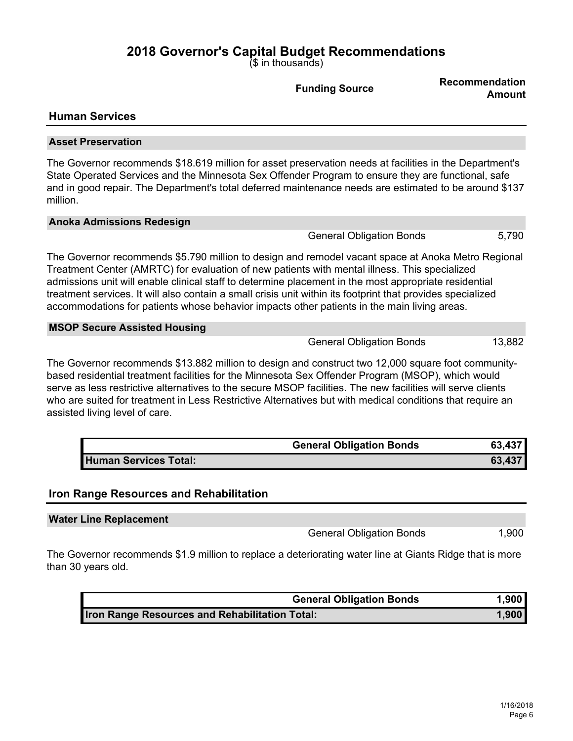# 2018 Governor's Capital Budget Recommendations

($ in thousands)

| | Funding Source | Recommendation Amount |
|---|---|---|

## Human Services

### Asset Preservation

The Governor recommends $18.619 million for asset preservation needs at facilities in the Department's State Operated Services and the Minnesota Sex Offender Program to ensure they are functional, safe and in good repair. The Department's total deferred maintenance needs are estimated to be around $137 million.

### Anoka Admissions Redesign

| | Funding Source | Recommendation Amount |
|---|---|---|
| | General Obligation Bonds | 5,790 |

The Governor recommends $5.790 million to design and remodel vacant space at Anoka Metro Regional Treatment Center (AMRTC) for evaluation of new patients with mental illness. This specialized admissions unit will enable clinical staff to determine placement in the most appropriate residential treatment services. It will also contain a small crisis unit within its footprint that provides specialized accommodations for patients whose behavior impacts other patients in the main living areas.

### MSOP Secure Assisted Housing

| | Funding Source | Recommendation Amount |
|---|---|---|
| | General Obligation Bonds | 13,882 |

The Governor recommends $13.882 million to design and construct two 12,000 square foot community-based residential treatment facilities for the Minnesota Sex Offender Program (MSOP), which would serve as less restrictive alternatives to the secure MSOP facilities. The new facilities will serve clients who are suited for treatment in Less Restrictive Alternatives but with medical conditions that require an assisted living level of care.

| | | |
|---|---|---|
| | **General Obligation Bonds** | **63,437** |
| **Human Services Total:** | | **63,437** |

## Iron Range Resources and Rehabilitation

### Water Line Replacement

| | Funding Source | Recommendation Amount |
|---|---|---|
| | General Obligation Bonds | 1,900 |

The Governor recommends $1.9 million to replace a deteriorating water line at Giants Ridge that is more than 30 years old.

| | | |
|---|---|---|
| | **General Obligation Bonds** | **1,900** |
| **Iron Range Resources and Rehabilitation Total:** | | **1,900** |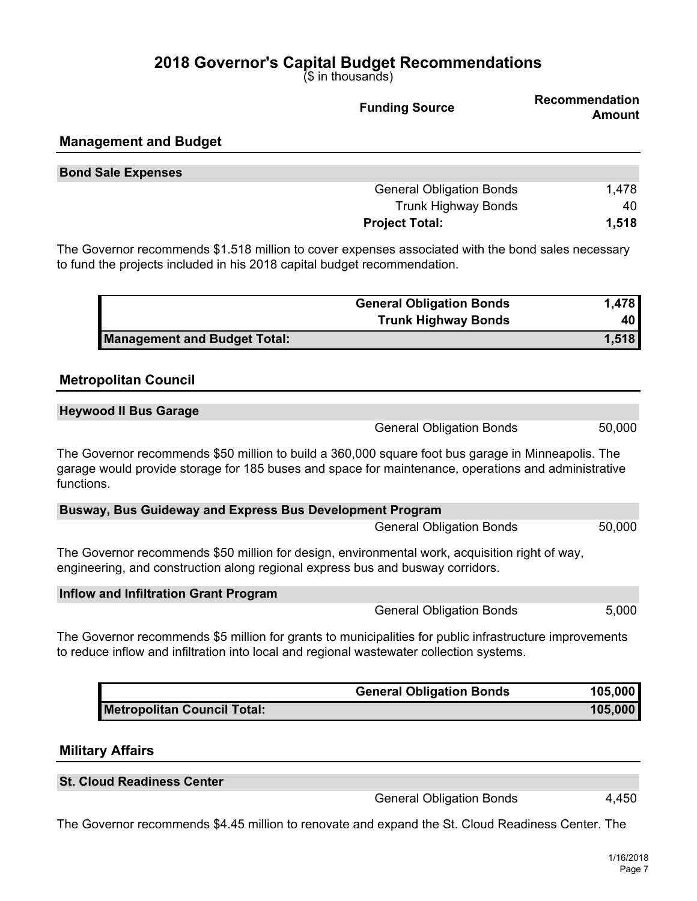# 2018 Governor's Capital Budget Recommendations

($ in thousands)

| | Funding Source | Recommendation Amount |
|---|---|---|

## Management and Budget

### Bond Sale Expenses

| | Funding Source | Recommendation Amount |
|---|---|---|
| | General Obligation Bonds | 1,478 |
| | Trunk Highway Bonds | 40 |
| | **Project Total:** | **1,518** |

The Governor recommends $1.518 million to cover expenses associated with the bond sales necessary to fund the projects included in his 2018 capital budget recommendation.

| | | |
|---|---|---|
| | **General Obligation Bonds** | **1,478** |
| | **Trunk Highway Bonds** | **40** |
| **Management and Budget Total:** | | **1,518** |

## Metropolitan Council

### Heywood II Bus Garage

| | Funding Source | Recommendation Amount |
|---|---|---|
| | General Obligation Bonds | 50,000 |

The Governor recommends $50 million to build a 360,000 square foot bus garage in Minneapolis. The garage would provide storage for 185 buses and space for maintenance, operations and administrative functions.

### Busway, Bus Guideway and Express Bus Development Program

| | Funding Source | Recommendation Amount |
|---|---|---|
| | General Obligation Bonds | 50,000 |

The Governor recommends $50 million for design, environmental work, acquisition right of way, engineering, and construction along regional express bus and busway corridors.

### Inflow and Infiltration Grant Program

| | Funding Source | Recommendation Amount |
|---|---|---|
| | General Obligation Bonds | 5,000 |

The Governor recommends $5 million for grants to municipalities for public infrastructure improvements to reduce inflow and infiltration into local and regional wastewater collection systems.

| | | |
|---|---|---|
| | **General Obligation Bonds** | **105,000** |
| **Metropolitan Council Total:** | | **105,000** |

## Military Affairs

### St. Cloud Readiness Center

| | Funding Source | Recommendation Amount |
|---|---|---|
| | General Obligation Bonds | 4,450 |

The Governor recommends $4.45 million to renovate and expand the St. Cloud Readiness Center. The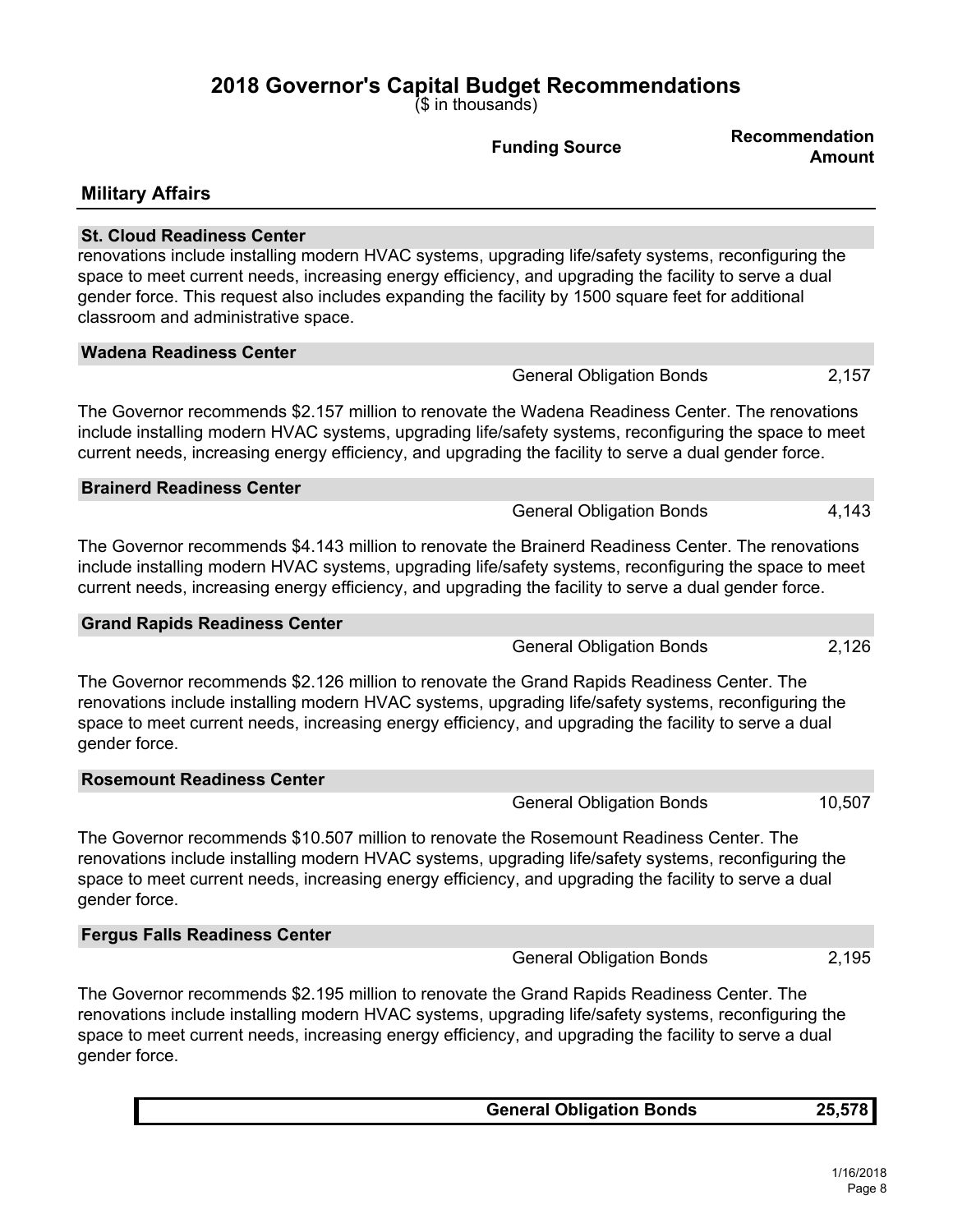# 2018 Governor's Capital Budget Recommendations

($ in thousands)

| | Funding Source | Recommendation Amount |
|---|---|---|

## Military Affairs

### St. Cloud Readiness Center

renovations include installing modern HVAC systems, upgrading life/safety systems, reconfiguring the space to meet current needs, increasing energy efficiency, and upgrading the facility to serve a dual gender force. This request also includes expanding the facility by 1500 square feet for additional classroom and administrative space.

### Wadena Readiness Center

| | Funding Source | Recommendation Amount |
|---|---|---|
| | General Obligation Bonds | 2,157 |

The Governor recommends $2.157 million to renovate the Wadena Readiness Center. The renovations include installing modern HVAC systems, upgrading life/safety systems, reconfiguring the space to meet current needs, increasing energy efficiency, and upgrading the facility to serve a dual gender force.

### Brainerd Readiness Center

| | Funding Source | Recommendation Amount |
|---|---|---|
| | General Obligation Bonds | 4,143 |

The Governor recommends $4.143 million to renovate the Brainerd Readiness Center. The renovations include installing modern HVAC systems, upgrading life/safety systems, reconfiguring the space to meet current needs, increasing energy efficiency, and upgrading the facility to serve a dual gender force.

### Grand Rapids Readiness Center

| | Funding Source | Recommendation Amount |
|---|---|---|
| | General Obligation Bonds | 2,126 |

The Governor recommends $2.126 million to renovate the Grand Rapids Readiness Center. The renovations include installing modern HVAC systems, upgrading life/safety systems, reconfiguring the space to meet current needs, increasing energy efficiency, and upgrading the facility to serve a dual gender force.

### Rosemount Readiness Center

| | Funding Source | Recommendation Amount |
|---|---|---|
| | General Obligation Bonds | 10,507 |

The Governor recommends $10.507 million to renovate the Rosemount Readiness Center. The renovations include installing modern HVAC systems, upgrading life/safety systems, reconfiguring the space to meet current needs, increasing energy efficiency, and upgrading the facility to serve a dual gender force.

### Fergus Falls Readiness Center

| | Funding Source | Recommendation Amount |
|---|---|---|
| | General Obligation Bonds | 2,195 |

The Governor recommends $2.195 million to renovate the Grand Rapids Readiness Center. The renovations include installing modern HVAC systems, upgrading life/safety systems, reconfiguring the space to meet current needs, increasing energy efficiency, and upgrading the facility to serve a dual gender force.

| | Funding Source | Recommendation Amount |
|---|---|---|
| | **General Obligation Bonds** | **25,578** |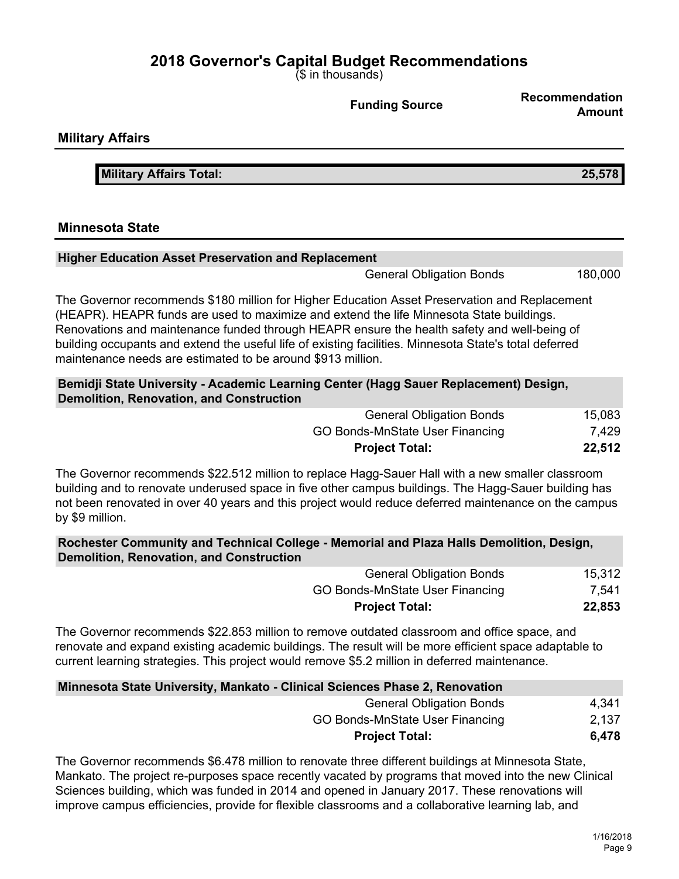# 2018 Governor's Capital Budget Recommendations

($ in thousands)

| | Funding Source | Recommendation Amount |
|---|---|---|

## Military Affairs

| | | |
|---|---|---|
| **Military Affairs Total:** | | **25,578** |

## Minnesota State

### Higher Education Asset Preservation and Replacement

| | Funding Source | Recommendation Amount |
|---|---|---|
| | General Obligation Bonds | 180,000 |

The Governor recommends $180 million for Higher Education Asset Preservation and Replacement (HEAPR). HEAPR funds are used to maximize and extend the life Minnesota State buildings. Renovations and maintenance funded through HEAPR ensure the health safety and well-being of building occupants and extend the useful life of existing facilities. Minnesota State's total deferred maintenance needs are estimated to be around $913 million.

### Bemidji State University - Academic Learning Center (Hagg Sauer Replacement) Design, Demolition, Renovation, and Construction

| | Funding Source | Recommendation Amount |
|---|---|---|
| | General Obligation Bonds | 15,083 |
| | GO Bonds-MnState User Financing | 7,429 |
| | **Project Total:** | **22,512** |

The Governor recommends $22.512 million to replace Hagg-Sauer Hall with a new smaller classroom building and to renovate underused space in five other campus buildings. The Hagg-Sauer building has not been renovated in over 40 years and this project would reduce deferred maintenance on the campus by $9 million.

### Rochester Community and Technical College - Memorial and Plaza Halls Demolition, Design, Demolition, Renovation, and Construction

| | Funding Source | Recommendation Amount |
|---|---|---|
| | General Obligation Bonds | 15,312 |
| | GO Bonds-MnState User Financing | 7,541 |
| | **Project Total:** | **22,853** |

The Governor recommends $22.853 million to remove outdated classroom and office space, and renovate and expand existing academic buildings. The result will be more efficient space adaptable to current learning strategies. This project would remove $5.2 million in deferred maintenance.

### Minnesota State University, Mankato - Clinical Sciences Phase 2, Renovation

| | Funding Source | Recommendation Amount |
|---|---|---|
| | General Obligation Bonds | 4,341 |
| | GO Bonds-MnState User Financing | 2,137 |
| | **Project Total:** | **6,478** |

The Governor recommends $6.478 million to renovate three different buildings at Minnesota State, Mankato. The project re-purposes space recently vacated by programs that moved into the new Clinical Sciences building, which was funded in 2014 and opened in January 2017. These renovations will improve campus efficiencies, provide for flexible classrooms and a collaborative learning lab, and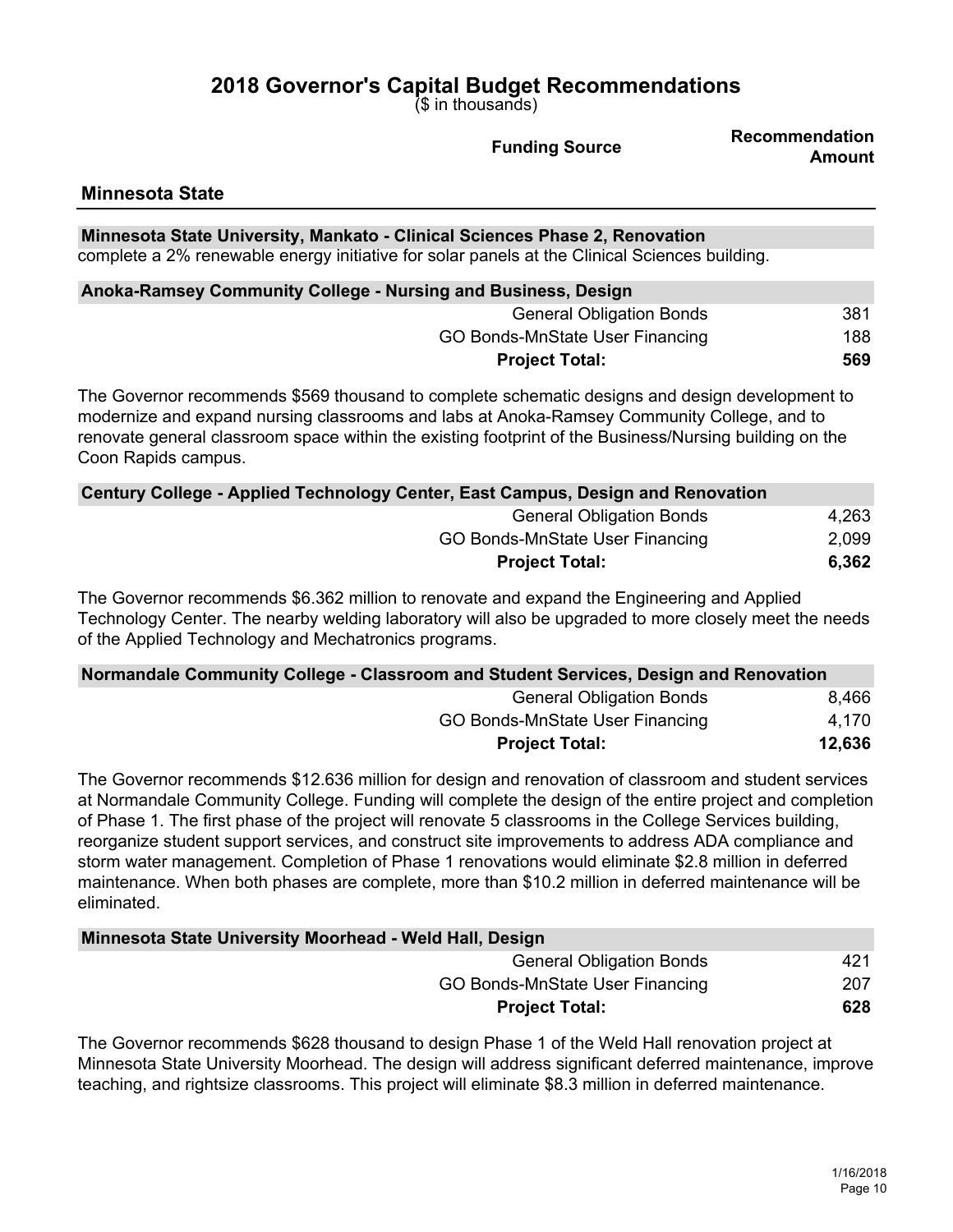# 2018 Governor's Capital Budget Recommendations

($ in thousands)

| | Funding Source | Recommendation Amount |
|---|---|---|

## Minnesota State

### Minnesota State University, Mankato - Clinical Sciences Phase 2, Renovation

complete a 2% renewable energy initiative for solar panels at the Clinical Sciences building.

### Anoka-Ramsey Community College - Nursing and Business, Design

| Funding Source | Recommendation Amount |
|---|---|
| General Obligation Bonds | 381 |
| GO Bonds-MnState User Financing | 188 |
| **Project Total:** | **569** |

The Governor recommends $569 thousand to complete schematic designs and design development to modernize and expand nursing classrooms and labs at Anoka-Ramsey Community College, and to renovate general classroom space within the existing footprint of the Business/Nursing building on the Coon Rapids campus.

### Century College - Applied Technology Center, East Campus, Design and Renovation

| Funding Source | Recommendation Amount |
|---|---|
| General Obligation Bonds | 4,263 |
| GO Bonds-MnState User Financing | 2,099 |
| **Project Total:** | **6,362** |

The Governor recommends $6.362 million to renovate and expand the Engineering and Applied Technology Center. The nearby welding laboratory will also be upgraded to more closely meet the needs of the Applied Technology and Mechatronics programs.

### Normandale Community College - Classroom and Student Services, Design and Renovation

| Funding Source | Recommendation Amount |
|---|---|
| General Obligation Bonds | 8,466 |
| GO Bonds-MnState User Financing | 4,170 |
| **Project Total:** | **12,636** |

The Governor recommends $12.636 million for design and renovation of classroom and student services at Normandale Community College. Funding will complete the design of the entire project and completion of Phase 1. The first phase of the project will renovate 5 classrooms in the College Services building, reorganize student support services, and construct site improvements to address ADA compliance and storm water management. Completion of Phase 1 renovations would eliminate $2.8 million in deferred maintenance. When both phases are complete, more than $10.2 million in deferred maintenance will be eliminated.

### Minnesota State University Moorhead - Weld Hall, Design

| Funding Source | Recommendation Amount |
|---|---|
| General Obligation Bonds | 421 |
| GO Bonds-MnState User Financing | 207 |
| **Project Total:** | **628** |

The Governor recommends $628 thousand to design Phase 1 of the Weld Hall renovation project at Minnesota State University Moorhead. The design will address significant deferred maintenance, improve teaching, and rightsize classrooms. This project will eliminate $8.3 million in deferred maintenance.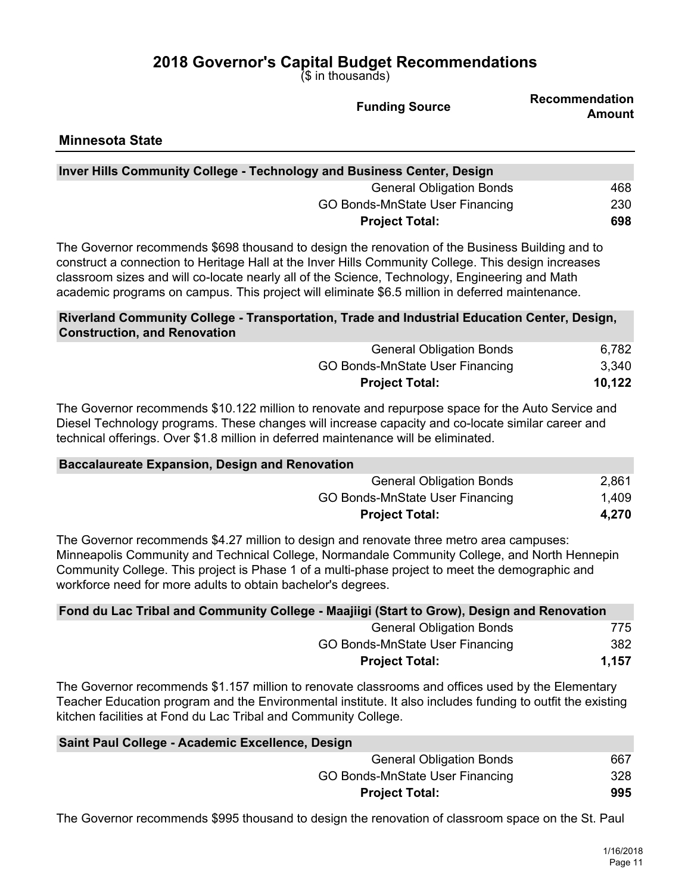# 2018 Governor's Capital Budget Recommendations

($ in thousands)

| | Funding Source | Recommendation Amount |
|---|---|---|

## Minnesota State

### Inver Hills Community College - Technology and Business Center, Design

| Funding Source | Amount |
|---|---|
| General Obligation Bonds | 468 |
| GO Bonds-MnState User Financing | 230 |
| **Project Total:** | **698** |

The Governor recommends $698 thousand to design the renovation of the Business Building and to construct a connection to Heritage Hall at the Inver Hills Community College. This design increases classroom sizes and will co-locate nearly all of the Science, Technology, Engineering and Math academic programs on campus. This project will eliminate $6.5 million in deferred maintenance.

### Riverland Community College - Transportation, Trade and Industrial Education Center, Design, Construction, and Renovation

| Funding Source | Amount |
|---|---|
| General Obligation Bonds | 6,782 |
| GO Bonds-MnState User Financing | 3,340 |
| **Project Total:** | **10,122** |

The Governor recommends $10.122 million to renovate and repurpose space for the Auto Service and Diesel Technology programs. These changes will increase capacity and co-locate similar career and technical offerings. Over $1.8 million in deferred maintenance will be eliminated.

### Baccalaureate Expansion, Design and Renovation

| Funding Source | Amount |
|---|---|
| General Obligation Bonds | 2,861 |
| GO Bonds-MnState User Financing | 1,409 |
| **Project Total:** | **4,270** |

The Governor recommends $4.27 million to design and renovate three metro area campuses: Minneapolis Community and Technical College, Normandale Community College, and North Hennepin Community College. This project is Phase 1 of a multi-phase project to meet the demographic and workforce need for more adults to obtain bachelor's degrees.

### Fond du Lac Tribal and Community College - Maajiigi (Start to Grow), Design and Renovation

| Funding Source | Amount |
|---|---|
| General Obligation Bonds | 775 |
| GO Bonds-MnState User Financing | 382 |
| **Project Total:** | **1,157** |

The Governor recommends $1.157 million to renovate classrooms and offices used by the Elementary Teacher Education program and the Environmental institute. It also includes funding to outfit the existing kitchen facilities at Fond du Lac Tribal and Community College.

### Saint Paul College - Academic Excellence, Design

| Funding Source | Amount |
|---|---|
| General Obligation Bonds | 667 |
| GO Bonds-MnState User Financing | 328 |
| **Project Total:** | **995** |

The Governor recommends $995 thousand to design the renovation of classroom space on the St. Paul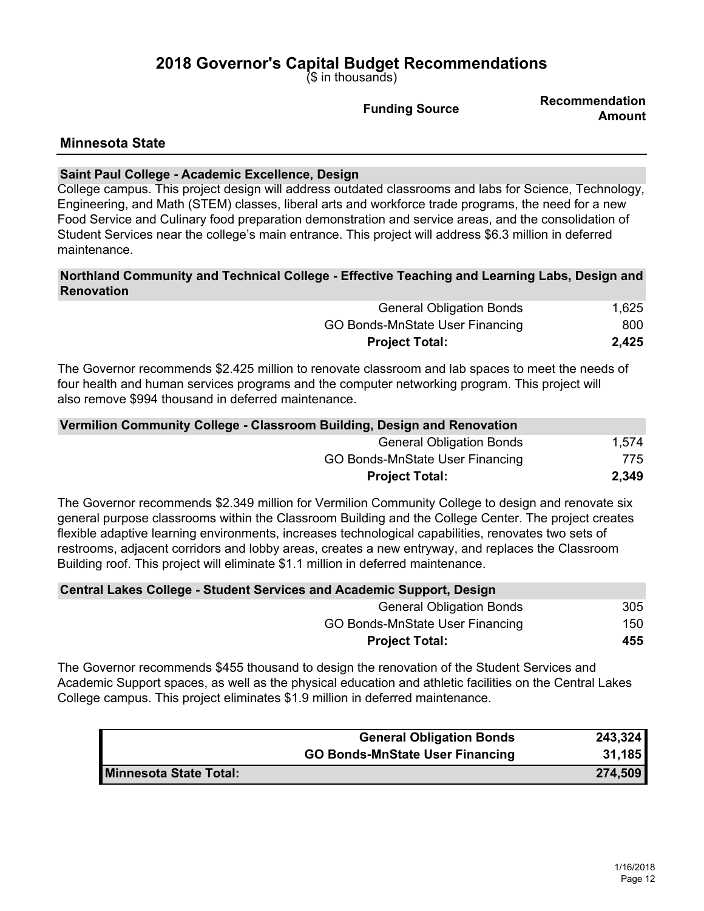# 2018 Governor's Capital Budget Recommendations

($ in thousands)

| | Funding Source | Recommendation Amount |
|---|---|---|

## Minnesota State

### Saint Paul College - Academic Excellence, Design

College campus. This project design will address outdated classrooms and labs for Science, Technology, Engineering, and Math (STEM) classes, liberal arts and workforce trade programs, the need for a new Food Service and Culinary food preparation demonstration and service areas, and the consolidation of Student Services near the college's main entrance. This project will address $6.3 million in deferred maintenance.

### Northland Community and Technical College - Effective Teaching and Learning Labs, Design and Renovation

| Funding Source | Recommendation Amount |
|---|---|
| General Obligation Bonds | 1,625 |
| GO Bonds-MnState User Financing | 800 |
| **Project Total:** | **2,425** |

The Governor recommends $2.425 million to renovate classroom and lab spaces to meet the needs of four health and human services programs and the computer networking program. This project will also remove $994 thousand in deferred maintenance.

### Vermilion Community College - Classroom Building, Design and Renovation

| Funding Source | Recommendation Amount |
|---|---|
| General Obligation Bonds | 1,574 |
| GO Bonds-MnState User Financing | 775 |
| **Project Total:** | **2,349** |

The Governor recommends $2.349 million for Vermilion Community College to design and renovate six general purpose classrooms within the Classroom Building and the College Center. The project creates flexible adaptive learning environments, increases technological capabilities, renovates two sets of restrooms, adjacent corridors and lobby areas, creates a new entryway, and replaces the Classroom Building roof. This project will eliminate $1.1 million in deferred maintenance.

### Central Lakes College - Student Services and Academic Support, Design

| Funding Source | Recommendation Amount |
|---|---|
| General Obligation Bonds | 305 |
| GO Bonds-MnState User Financing | 150 |
| **Project Total:** | **455** |

The Governor recommends $455 thousand to design the renovation of the Student Services and Academic Support spaces, as well as the physical education and athletic facilities on the Central Lakes College campus. This project eliminates $1.9 million in deferred maintenance.

| | Funding Source | Amount |
|---|---|---|
| | **General Obligation Bonds** | **243,324** |
| | **GO Bonds-MnState User Financing** | **31,185** |
| **Minnesota State Total:** | | **274,509** |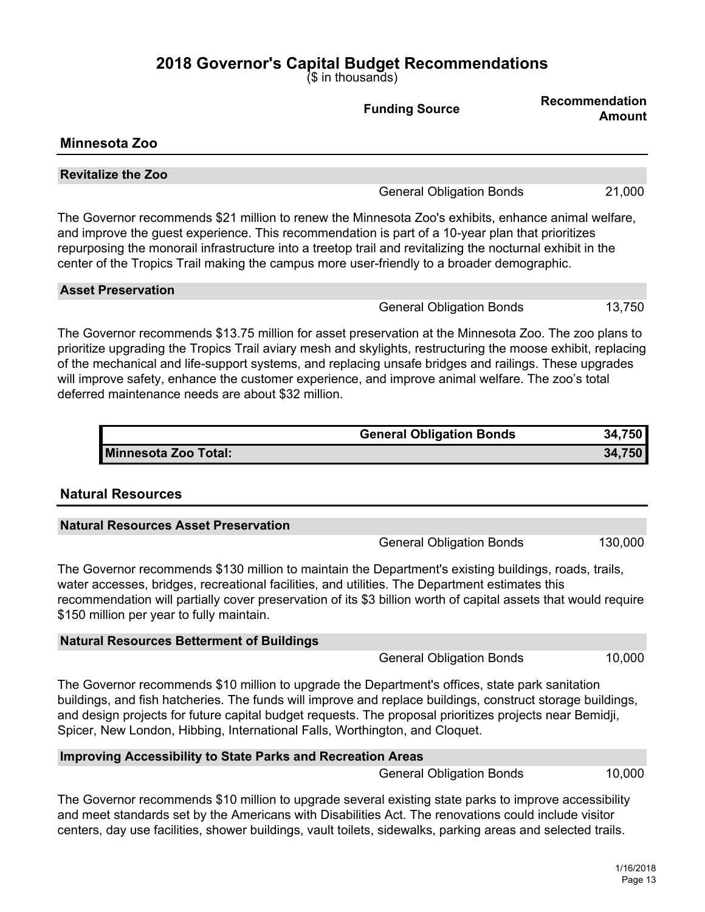# 2018 Governor's Capital Budget Recommendations

($ in thousands)

| | Funding Source | Recommendation Amount |
|---|---|---|

## Minnesota Zoo

### Revitalize the Zoo

| | Funding Source | Recommendation Amount |
|---|---|---|
| | General Obligation Bonds | 21,000 |

The Governor recommends $21 million to renew the Minnesota Zoo's exhibits, enhance animal welfare, and improve the guest experience. This recommendation is part of a 10-year plan that prioritizes repurposing the monorail infrastructure into a treetop trail and revitalizing the nocturnal exhibit in the center of the Tropics Trail making the campus more user-friendly to a broader demographic.

### Asset Preservation

| | Funding Source | Recommendation Amount |
|---|---|---|
| | General Obligation Bonds | 13,750 |

The Governor recommends $13.75 million for asset preservation at the Minnesota Zoo. The zoo plans to prioritize upgrading the Tropics Trail aviary mesh and skylights, restructuring the moose exhibit, replacing of the mechanical and life-support systems, and replacing unsafe bridges and railings. These upgrades will improve safety, enhance the customer experience, and improve animal welfare. The zoo's total deferred maintenance needs are about $32 million.

| | Funding Source | Amount |
|---|---|---|
| | **General Obligation Bonds** | **34,750** |
| **Minnesota Zoo Total:** | | **34,750** |

## Natural Resources

### Natural Resources Asset Preservation

| | Funding Source | Recommendation Amount |
|---|---|---|
| | General Obligation Bonds | 130,000 |

The Governor recommends $130 million to maintain the Department's existing buildings, roads, trails, water accesses, bridges, recreational facilities, and utilities. The Department estimates this recommendation will partially cover preservation of its $3 billion worth of capital assets that would require $150 million per year to fully maintain.

### Natural Resources Betterment of Buildings

| | Funding Source | Recommendation Amount |
|---|---|---|
| | General Obligation Bonds | 10,000 |

The Governor recommends $10 million to upgrade the Department's offices, state park sanitation buildings, and fish hatcheries. The funds will improve and replace buildings, construct storage buildings, and design projects for future capital budget requests. The proposal prioritizes projects near Bemidji, Spicer, New London, Hibbing, International Falls, Worthington, and Cloquet.

### Improving Accessibility to State Parks and Recreation Areas

| | Funding Source | Recommendation Amount |
|---|---|---|
| | General Obligation Bonds | 10,000 |

The Governor recommends $10 million to upgrade several existing state parks to improve accessibility and meet standards set by the Americans with Disabilities Act. The renovations could include visitor centers, day use facilities, shower buildings, vault toilets, sidewalks, parking areas and selected trails.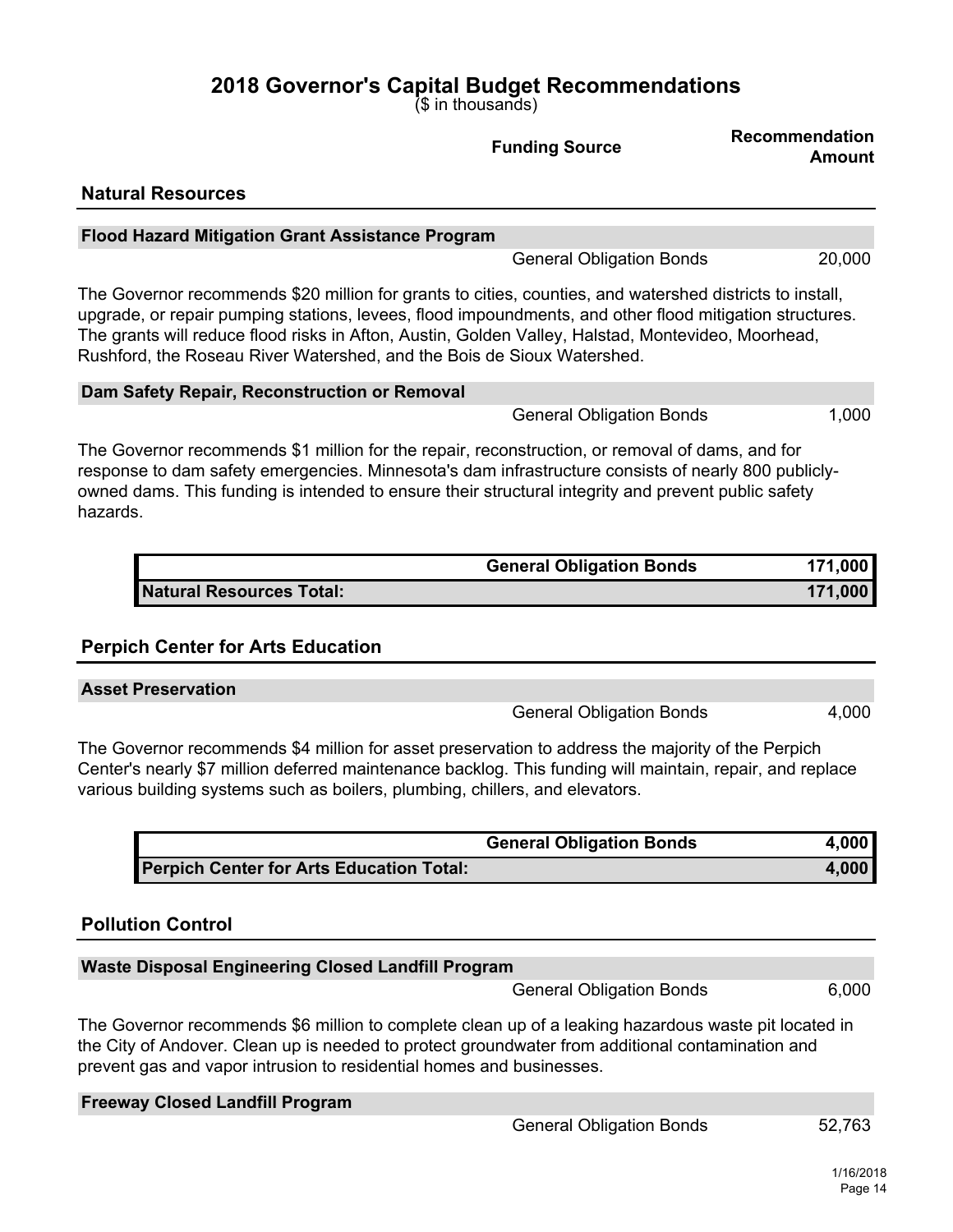# 2018 Governor's Capital Budget Recommendations

($ in thousands)

| | Funding Source | Recommendation Amount |
|---|---|---|

## Natural Resources

### Flood Hazard Mitigation Grant Assistance Program

| | Funding Source | Recommendation Amount |
|---|---|---|
| | General Obligation Bonds | 20,000 |

The Governor recommends $20 million for grants to cities, counties, and watershed districts to install, upgrade, or repair pumping stations, levees, flood impoundments, and other flood mitigation structures. The grants will reduce flood risks in Afton, Austin, Golden Valley, Halstad, Montevideo, Moorhead, Rushford, the Roseau River Watershed, and the Bois de Sioux Watershed.

### Dam Safety Repair, Reconstruction or Removal

| | Funding Source | Recommendation Amount |
|---|---|---|
| | General Obligation Bonds | 1,000 |

The Governor recommends $1 million for the repair, reconstruction, or removal of dams, and for response to dam safety emergencies. Minnesota's dam infrastructure consists of nearly 800 publicly-owned dams. This funding is intended to ensure their structural integrity and prevent public safety hazards.

| | | |
|---|---|---|
| | **General Obligation Bonds** | **171,000** |
| **Natural Resources Total:** | | **171,000** |

## Perpich Center for Arts Education

### Asset Preservation

| | Funding Source | Recommendation Amount |
|---|---|---|
| | General Obligation Bonds | 4,000 |

The Governor recommends $4 million for asset preservation to address the majority of the Perpich Center's nearly $7 million deferred maintenance backlog. This funding will maintain, repair, and replace various building systems such as boilers, plumbing, chillers, and elevators.

| | | |
|---|---|---|
| | **General Obligation Bonds** | **4,000** |
| **Perpich Center for Arts Education Total:** | | **4,000** |

## Pollution Control

### Waste Disposal Engineering Closed Landfill Program

| | Funding Source | Recommendation Amount |
|---|---|---|
| | General Obligation Bonds | 6,000 |

The Governor recommends $6 million to complete clean up of a leaking hazardous waste pit located in the City of Andover. Clean up is needed to protect groundwater from additional contamination and prevent gas and vapor intrusion to residential homes and businesses.

### Freeway Closed Landfill Program

| | Funding Source | Recommendation Amount |
|---|---|---|
| | General Obligation Bonds | 52,763 |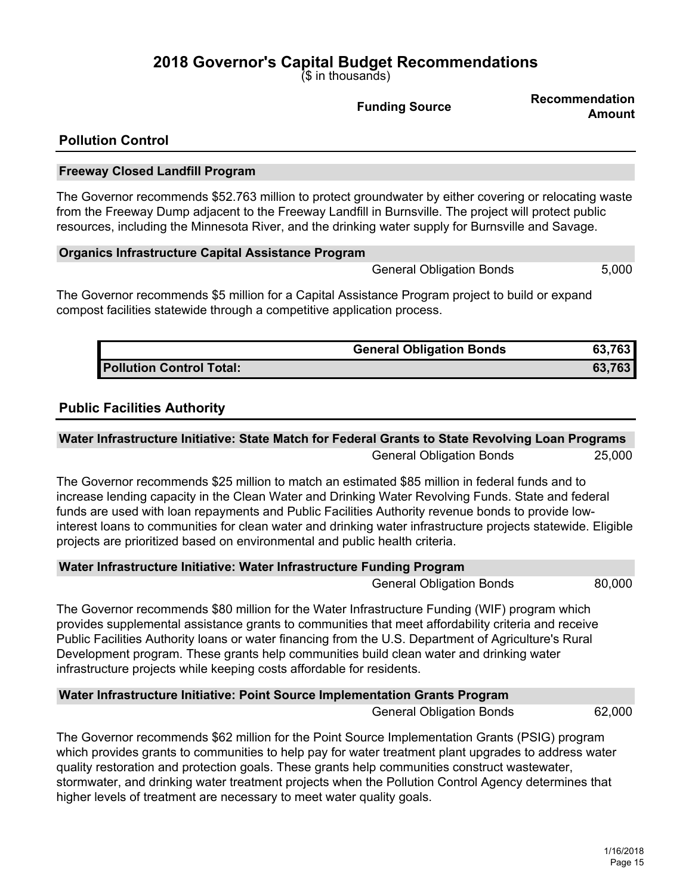# 2018 Governor's Capital Budget Recommendations

($ in thousands)

| | Funding Source | Recommendation Amount |
|---|---|---|

## Pollution Control

### Freeway Closed Landfill Program

The Governor recommends $52.763 million to protect groundwater by either covering or relocating waste from the Freeway Dump adjacent to the Freeway Landfill in Burnsville. The project will protect public resources, including the Minnesota River, and the drinking water supply for Burnsville and Savage.

### Organics Infrastructure Capital Assistance Program

| | Funding Source | Recommendation Amount |
|---|---|---|
| | General Obligation Bonds | 5,000 |

The Governor recommends $5 million for a Capital Assistance Program project to build or expand compost facilities statewide through a competitive application process.

| | Funding Source | Recommendation Amount |
|---|---|---|
| | **General Obligation Bonds** | **63,763** |
| **Pollution Control Total:** | | **63,763** |

## Public Facilities Authority

### Water Infrastructure Initiative: State Match for Federal Grants to State Revolving Loan Programs

| | Funding Source | Recommendation Amount |
|---|---|---|
| | General Obligation Bonds | 25,000 |

The Governor recommends $25 million to match an estimated $85 million in federal funds and to increase lending capacity in the Clean Water and Drinking Water Revolving Funds. State and federal funds are used with loan repayments and Public Facilities Authority revenue bonds to provide low-interest loans to communities for clean water and drinking water infrastructure projects statewide. Eligible projects are prioritized based on environmental and public health criteria.

### Water Infrastructure Initiative: Water Infrastructure Funding Program

| | Funding Source | Recommendation Amount |
|---|---|---|
| | General Obligation Bonds | 80,000 |

The Governor recommends $80 million for the Water Infrastructure Funding (WIF) program which provides supplemental assistance grants to communities that meet affordability criteria and receive Public Facilities Authority loans or water financing from the U.S. Department of Agriculture's Rural Development program. These grants help communities build clean water and drinking water infrastructure projects while keeping costs affordable for residents.

### Water Infrastructure Initiative: Point Source Implementation Grants Program

| | Funding Source | Recommendation Amount |
|---|---|---|
| | General Obligation Bonds | 62,000 |

The Governor recommends $62 million for the Point Source Implementation Grants (PSIG) program which provides grants to communities to help pay for water treatment plant upgrades to address water quality restoration and protection goals. These grants help communities construct wastewater, stormwater, and drinking water treatment projects when the Pollution Control Agency determines that higher levels of treatment are necessary to meet water quality goals.

1/16/2018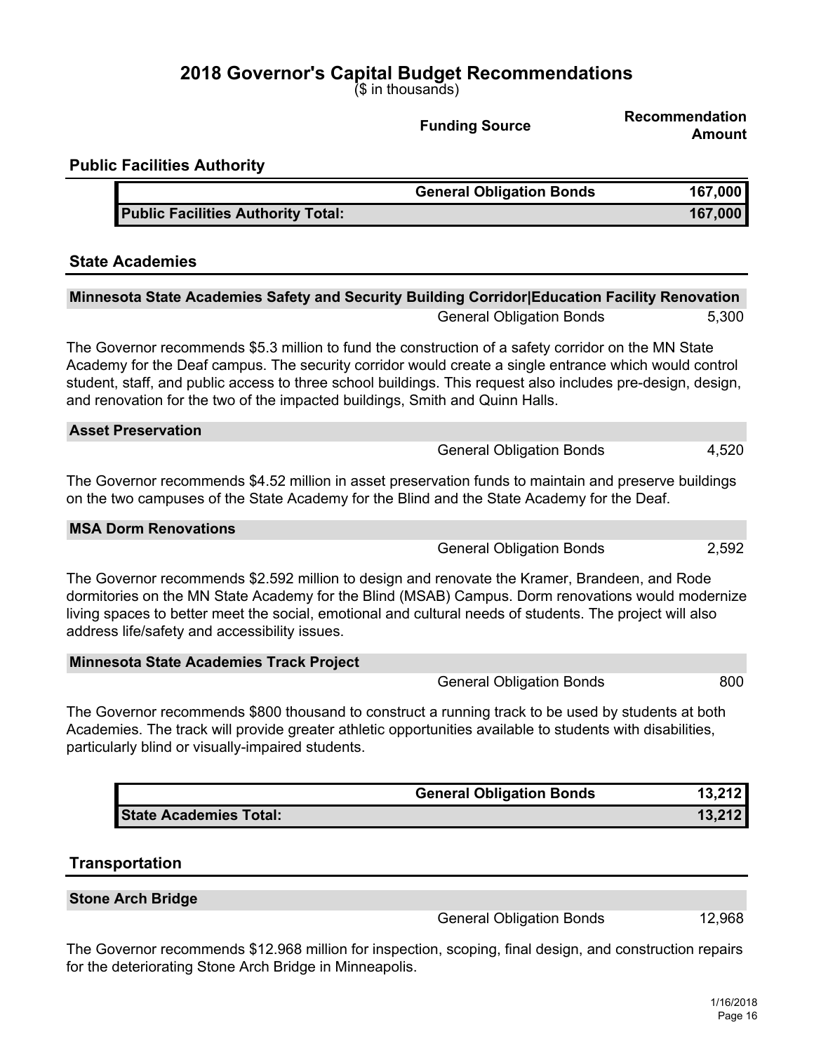# 2018 Governor's Capital Budget Recommendations

($ in thousands)

| | Funding Source | Recommendation Amount |
|---|---|---|

## Public Facilities Authority

| | Funding Source | Recommendation Amount |
|---|---|---|
| | **General Obligation Bonds** | **167,000** |
| **Public Facilities Authority Total:** | | **167,000** |

## State Academies

### Minnesota State Academies Safety and Security Building Corridor|Education Facility Renovation

| | Funding Source | Recommendation Amount |
|---|---|---|
| | General Obligation Bonds | 5,300 |

The Governor recommends $5.3 million to fund the construction of a safety corridor on the MN State Academy for the Deaf campus. The security corridor would create a single entrance which would control student, staff, and public access to three school buildings. This request also includes pre-design, design, and renovation for the two of the impacted buildings, Smith and Quinn Halls.

### Asset Preservation

| | Funding Source | Recommendation Amount |
|---|---|---|
| | General Obligation Bonds | 4,520 |

The Governor recommends $4.52 million in asset preservation funds to maintain and preserve buildings on the two campuses of the State Academy for the Blind and the State Academy for the Deaf.

### MSA Dorm Renovations

| | Funding Source | Recommendation Amount |
|---|---|---|
| | General Obligation Bonds | 2,592 |

The Governor recommends $2.592 million to design and renovate the Kramer, Brandeen, and Rode dormitories on the MN State Academy for the Blind (MSAB) Campus. Dorm renovations would modernize living spaces to better meet the social, emotional and cultural needs of students. The project will also address life/safety and accessibility issues.

### Minnesota State Academies Track Project

| | Funding Source | Recommendation Amount |
|---|---|---|
| | General Obligation Bonds | 800 |

The Governor recommends $800 thousand to construct a running track to be used by students at both Academies. The track will provide greater athletic opportunities available to students with disabilities, particularly blind or visually-impaired students.

| | Funding Source | Recommendation Amount |
|---|---|---|
| | **General Obligation Bonds** | **13,212** |
| **State Academies Total:** | | **13,212** |

## Transportation

### Stone Arch Bridge

| | Funding Source | Recommendation Amount |
|---|---|---|
| | General Obligation Bonds | 12,968 |

The Governor recommends $12.968 million for inspection, scoping, final design, and construction repairs for the deteriorating Stone Arch Bridge in Minneapolis.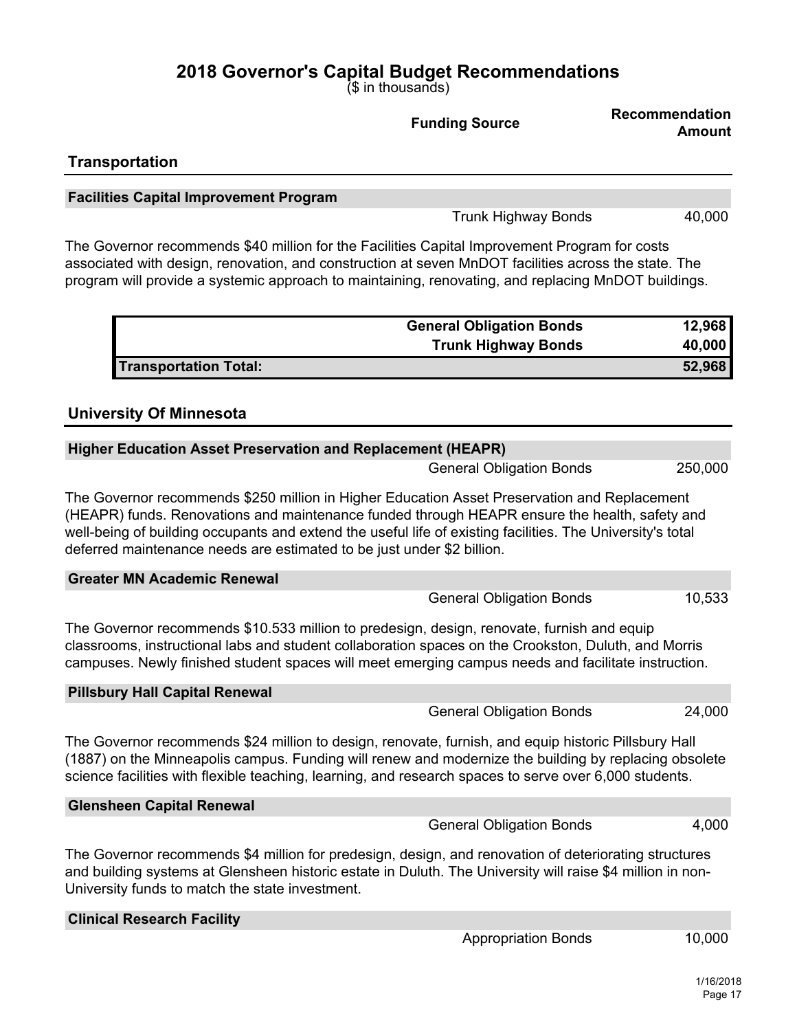# 2018 Governor's Capital Budget Recommendations

($ in thousands)

| | Funding Source | Recommendation Amount |
|---|---|---|

## Transportation

### Facilities Capital Improvement Program

| | Funding Source | Recommendation Amount |
|---|---|---|
| | Trunk Highway Bonds | 40,000 |

The Governor recommends $40 million for the Facilities Capital Improvement Program for costs associated with design, renovation, and construction at seven MnDOT facilities across the state. The program will provide a systemic approach to maintaining, renovating, and replacing MnDOT buildings.

| | Funding Source | Amount |
|---|---|---|
| | **General Obligation Bonds** | **12,968** |
| | **Trunk Highway Bonds** | **40,000** |
| **Transportation Total:** | | **52,968** |

## University Of Minnesota

### Higher Education Asset Preservation and Replacement (HEAPR)

| | Funding Source | Recommendation Amount |
|---|---|---|
| | General Obligation Bonds | 250,000 |

The Governor recommends $250 million in Higher Education Asset Preservation and Replacement (HEAPR) funds. Renovations and maintenance funded through HEAPR ensure the health, safety and well-being of building occupants and extend the useful life of existing facilities. The University's total deferred maintenance needs are estimated to be just under $2 billion.

### Greater MN Academic Renewal

| | Funding Source | Recommendation Amount |
|---|---|---|
| | General Obligation Bonds | 10,533 |

The Governor recommends $10.533 million to predesign, design, renovate, furnish and equip classrooms, instructional labs and student collaboration spaces on the Crookston, Duluth, and Morris campuses. Newly finished student spaces will meet emerging campus needs and facilitate instruction.

### Pillsbury Hall Capital Renewal

| | Funding Source | Recommendation Amount |
|---|---|---|
| | General Obligation Bonds | 24,000 |

The Governor recommends $24 million to design, renovate, furnish, and equip historic Pillsbury Hall (1887) on the Minneapolis campus. Funding will renew and modernize the building by replacing obsolete science facilities with flexible teaching, learning, and research spaces to serve over 6,000 students.

### Glensheen Capital Renewal

| | Funding Source | Recommendation Amount |
|---|---|---|
| | General Obligation Bonds | 4,000 |

The Governor recommends $4 million for predesign, design, and renovation of deteriorating structures and building systems at Glensheen historic estate in Duluth. The University will raise $4 million in non-University funds to match the state investment.

### Clinical Research Facility

| | Funding Source | Recommendation Amount |
|---|---|---|
| | Appropriation Bonds | 10,000 |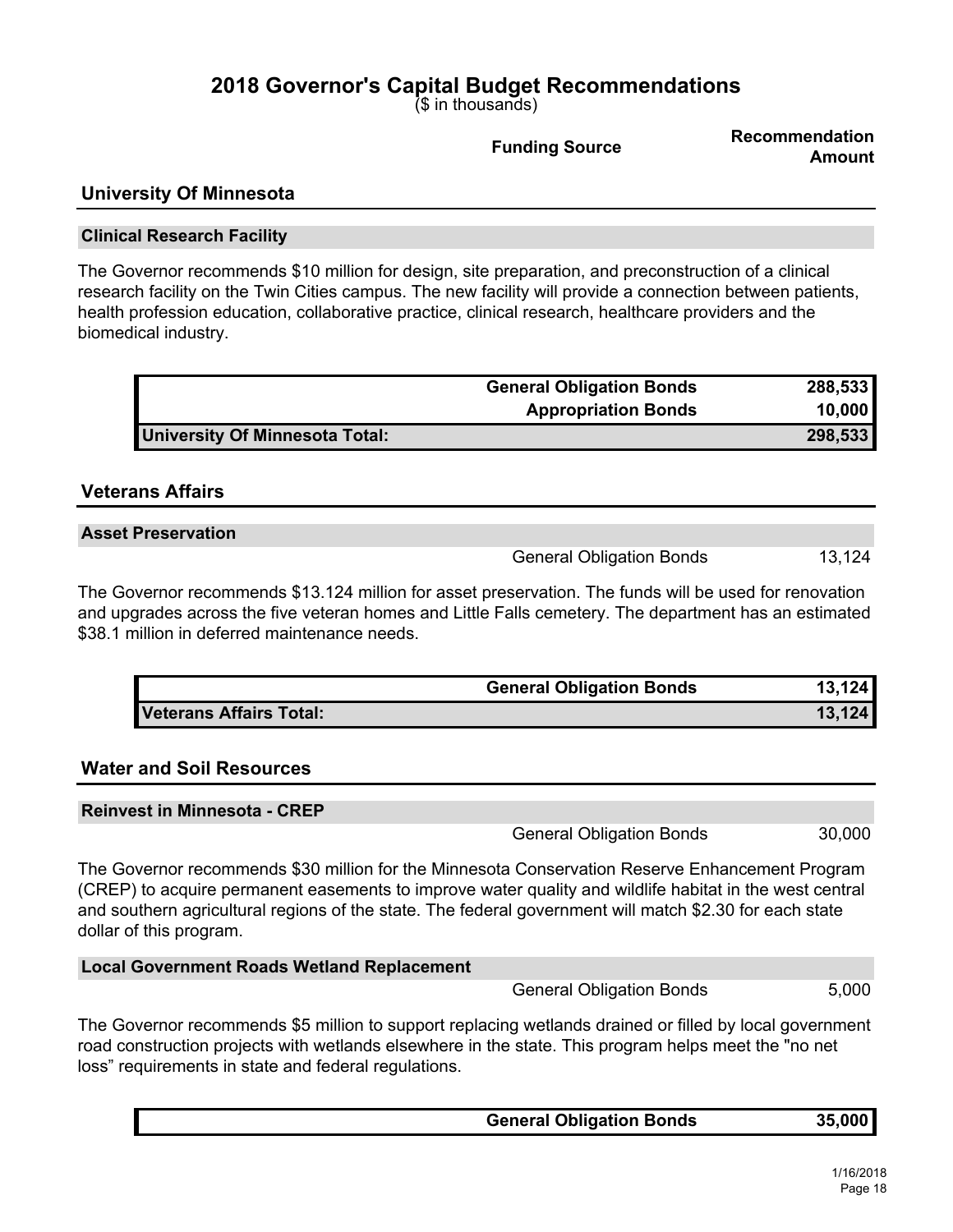# 2018 Governor's Capital Budget Recommendations

($ in thousands)

| | Funding Source | Recommendation Amount |
|---|---|---|

## University Of Minnesota

### Clinical Research Facility

The Governor recommends $10 million for design, site preparation, and preconstruction of a clinical research facility on the Twin Cities campus. The new facility will provide a connection between patients, health profession education, collaborative practice, clinical research, healthcare providers and the biomedical industry.

| | | |
|---|---|---|
| | **General Obligation Bonds** | **288,533** |
| | **Appropriation Bonds** | **10,000** |
| **University Of Minnesota Total:** | | **298,533** |

## Veterans Affairs

### Asset Preservation

| | | |
|---|---|---|
| | General Obligation Bonds | 13,124 |

The Governor recommends $13.124 million for asset preservation. The funds will be used for renovation and upgrades across the five veteran homes and Little Falls cemetery. The department has an estimated $38.1 million in deferred maintenance needs.

| | | |
|---|---|---|
| | **General Obligation Bonds** | **13,124** |
| **Veterans Affairs Total:** | | **13,124** |

## Water and Soil Resources

### Reinvest in Minnesota - CREP

| | | |
|---|---|---|
| | General Obligation Bonds | 30,000 |

The Governor recommends $30 million for the Minnesota Conservation Reserve Enhancement Program (CREP) to acquire permanent easements to improve water quality and wildlife habitat in the west central and southern agricultural regions of the state. The federal government will match $2.30 for each state dollar of this program.

### Local Government Roads Wetland Replacement

| | | |
|---|---|---|
| | General Obligation Bonds | 5,000 |

The Governor recommends $5 million to support replacing wetlands drained or filled by local government road construction projects with wetlands elsewhere in the state. This program helps meet the "no net loss" requirements in state and federal regulations.

| | | |
|---|---|---|
| | **General Obligation Bonds** | **35,000** |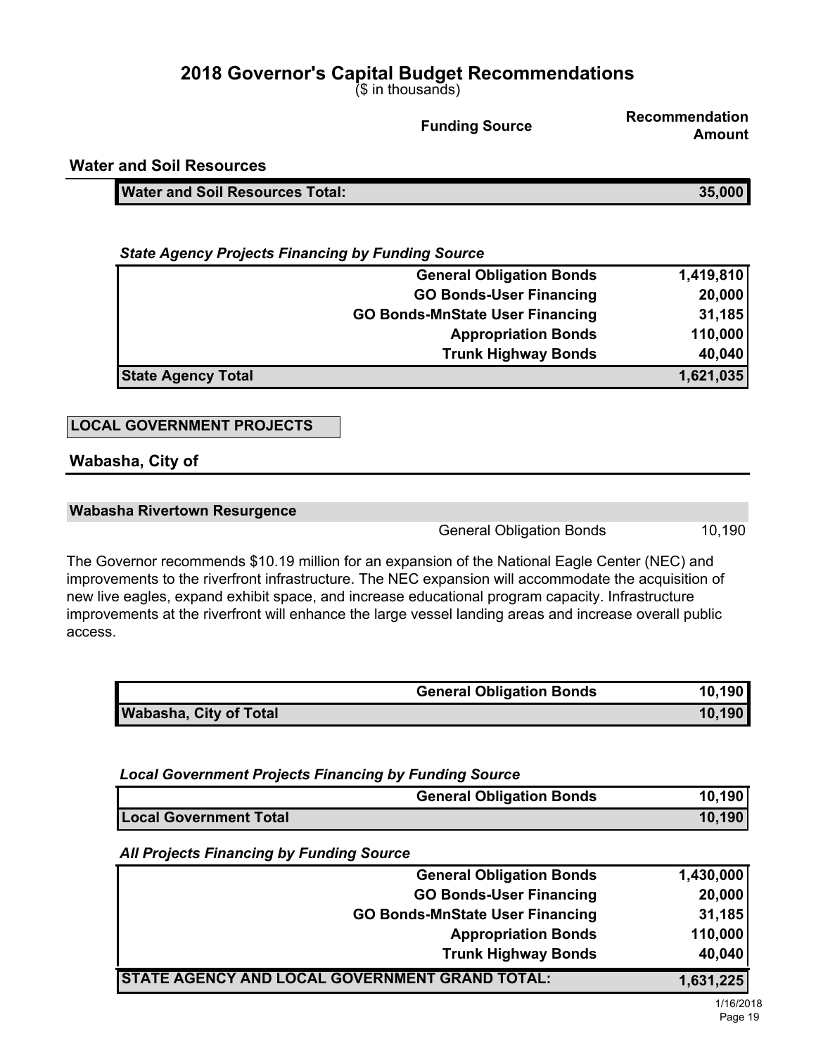# 2018 Governor's Capital Budget Recommendations

($ in thousands)

| | Funding Source | Recommendation Amount |
|---|---|---|

## Water and Soil Resources

| | |
|---|---|
| **Water and Soil Resources Total:** | **35,000** |

***State Agency Projects Financing by Funding Source***

| | | |
|---|---|---|
| | **General Obligation Bonds** | **1,419,810** |
| | **GO Bonds-User Financing** | **20,000** |
| | **GO Bonds-MnState User Financing** | **31,185** |
| | **Appropriation Bonds** | **110,000** |
| | **Trunk Highway Bonds** | **40,040** |
| **State Agency Total** | | **1,621,035** |

**LOCAL GOVERNMENT PROJECTS**

## Wabasha, City of

**Wabasha Rivertown Resurgence**

| | | |
|---|---|---|
| | General Obligation Bonds | 10,190 |

The Governor recommends $10.19 million for an expansion of the National Eagle Center (NEC) and improvements to the riverfront infrastructure. The NEC expansion will accommodate the acquisition of new live eagles, expand exhibit space, and increase educational program capacity. Infrastructure improvements at the riverfront will enhance the large vessel landing areas and increase overall public access.

| | | |
|---|---|---|
| | **General Obligation Bonds** | **10,190** |
| **Wabasha, City of Total** | | **10,190** |

***Local Government Projects Financing by Funding Source***

| | | |
|---|---|---|
| | **General Obligation Bonds** | **10,190** |
| **Local Government Total** | | **10,190** |

***All Projects Financing by Funding Source***

| | | |
|---|---|---|
| | **General Obligation Bonds** | **1,430,000** |
| | **GO Bonds-User Financing** | **20,000** |
| | **GO Bonds-MnState User Financing** | **31,185** |
| | **Appropriation Bonds** | **110,000** |
| | **Trunk Highway Bonds** | **40,040** |
| **STATE AGENCY AND LOCAL GOVERNMENT GRAND TOTAL:** | | **1,631,225** |

1/16/2018